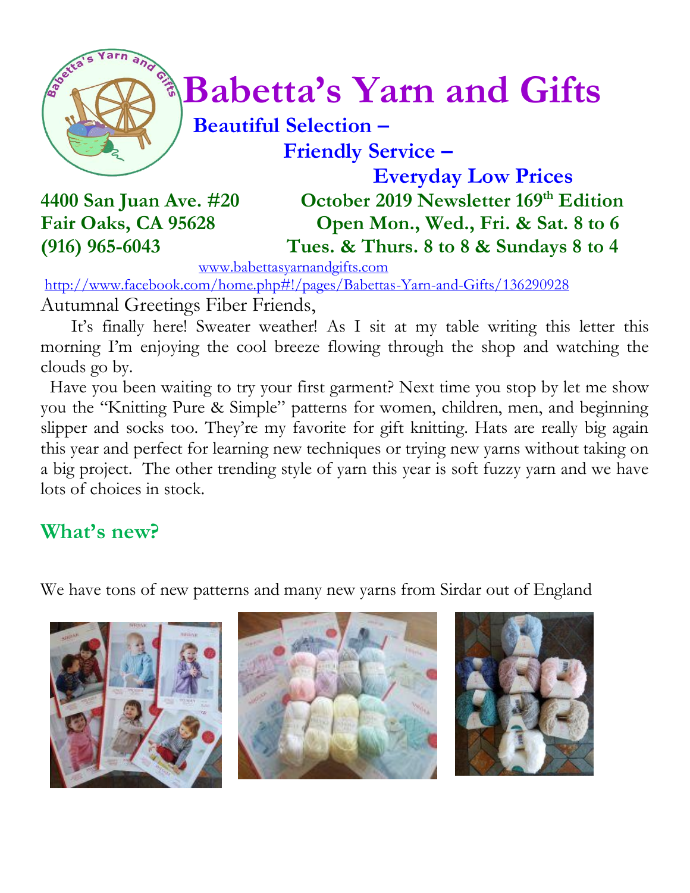# Babetta's Yarn and Gifts

**Beautiful Selection –**

**Friendly Service –**

**Everyday Low Prices**

**4400 San Juan Ave. #20**
**Fair Oaks, CA 95628**
**(916) 965-6043**

**October 2019 Newsletter 169th Edition**
**Open Mon., Wed., Fri. & Sat. 8 to 6**
**Tues. & Thurs. 8 to 8 & Sundays 8 to 4**

www.babettasyarnandgifts.com

http://www.facebook.com/home.php#!/pages/Babettas-Yarn-and-Gifts/136290928

Autumnal Greetings Fiber Friends,

It's finally here! Sweater weather! As I sit at my table writing this letter this morning I'm enjoying the cool breeze flowing through the shop and watching the clouds go by.

Have you been waiting to try your first garment? Next time you stop by let me show you the "Knitting Pure & Simple" patterns for women, children, men, and beginning slipper and socks too. They're my favorite for gift knitting. Hats are really big again this year and perfect for learning new techniques or trying new yarns without taking on a big project. The other trending style of yarn this year is soft fuzzy yarn and we have lots of choices in stock.

## What's new?

We have tons of new patterns and many new yarns from Sirdar out of England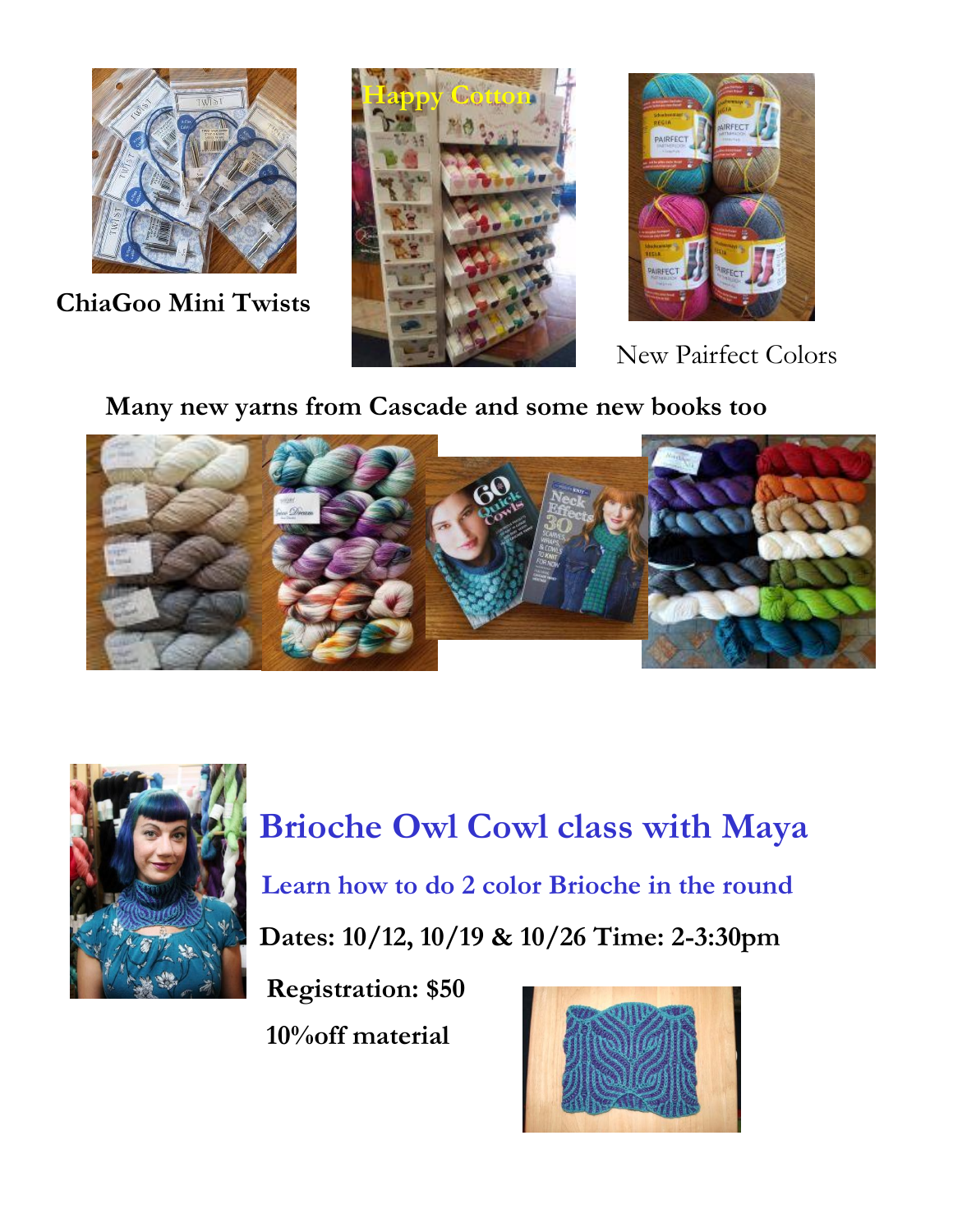**ChiaGoo Mini Twists**

Happy Cotton

New Pairfect Colors

**Many new yarns from Cascade and some new books too**

## Brioche Owl Cowl class with Maya

**Learn how to do 2 color Brioche in the round**

**Dates: 10/12, 10/19 & 10/26 Time: 2-3:30pm**

**Registration: $50**

**10%off material**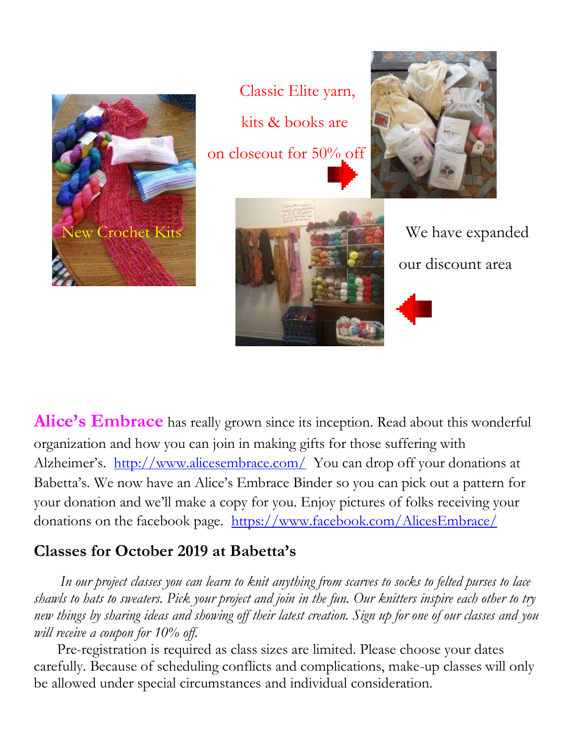New Crochet Kits

Classic Elite yarn, kits & books are on closeout for 50% off

We have expanded our discount area

**Alice's Embrace** has really grown since its inception. Read about this wonderful organization and how you can join in making gifts for those suffering with Alzheimer's. http://www.alicesembrace.com/ You can drop off your donations at Babetta's. We now have an Alice's Embrace Binder so you can pick out a pattern for your donation and we'll make a copy for you. Enjoy pictures of folks receiving your donations on the facebook page. https://www.facebook.com/AlicesEmbrace/

## Classes for October 2019 at Babetta's

*In our project classes you can learn to knit anything from scarves to socks to felted purses to lace shawls to hats to sweaters. Pick your project and join in the fun. Our knitters inspire each other to try new things by sharing ideas and showing off their latest creation. Sign up for one of our classes and you will receive a coupon for 10% off.*

Pre-registration is required as class sizes are limited. Please choose your dates carefully. Because of scheduling conflicts and complications, make-up classes will only be allowed under special circumstances and individual consideration.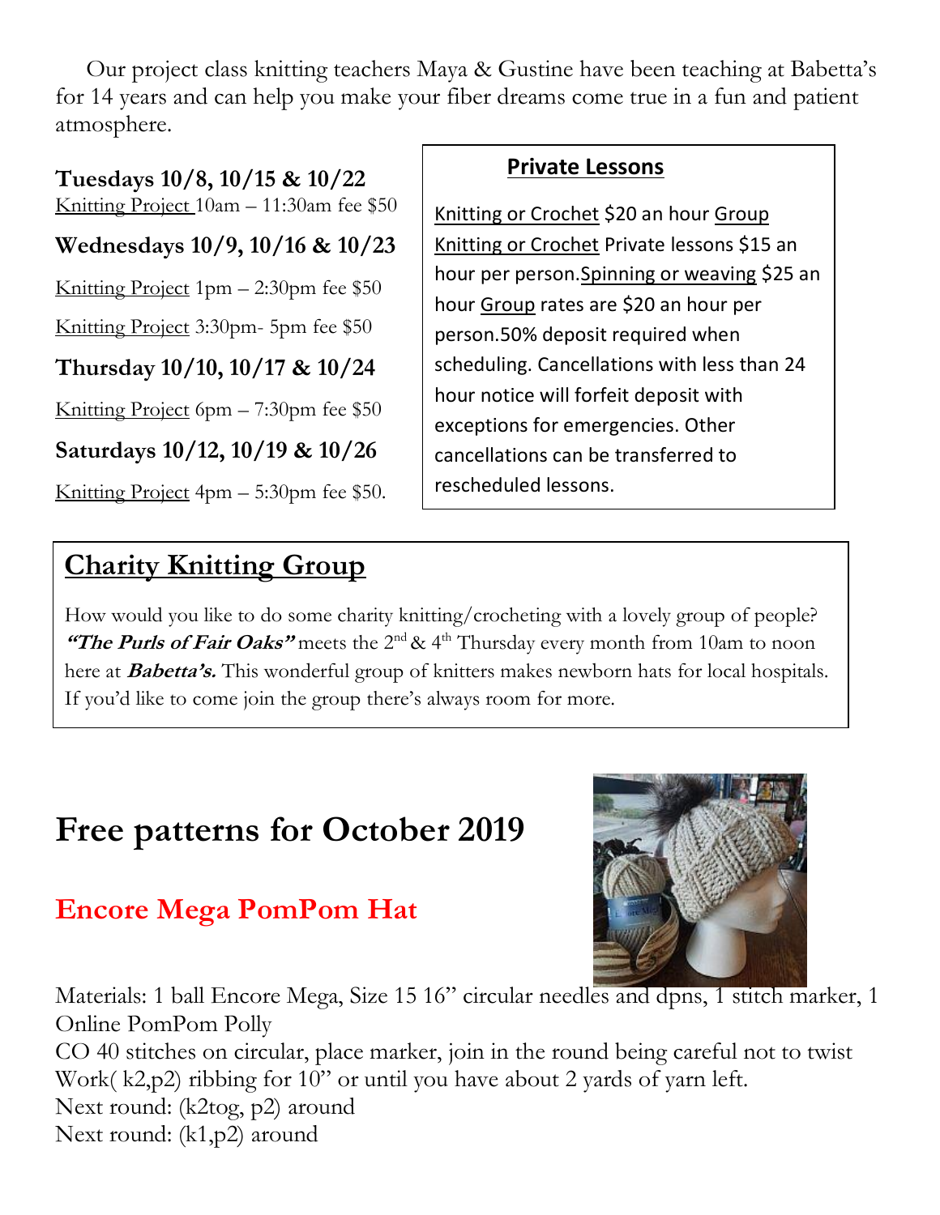Our project class knitting teachers Maya & Gustine have been teaching at Babetta's for 14 years and can help you make your fiber dreams come true in a fun and patient atmosphere.

**Tuesdays 10/8, 10/15 & 10/22**

Knitting Project 10am – 11:30am fee $50

**Wednesdays 10/9, 10/16 & 10/23**

Knitting Project 1pm – 2:30pm fee $50

Knitting Project 3:30pm- 5pm fee $50

**Thursday 10/10, 10/17 & 10/24**

Knitting Project 6pm – 7:30pm fee $50

**Saturdays 10/12, 10/19 & 10/26**

Knitting Project 4pm – 5:30pm fee $50.

**Private Lessons**

Knitting or Crochet $20 an hour Group Knitting or Crochet Private lessons $15 an hour per person. Spinning or weaving $25 an hour Group rates are $20 an hour per person. 50% deposit required when scheduling. Cancellations with less than 24 hour notice will forfeit deposit with exceptions for emergencies. Other cancellations can be transferred to rescheduled lessons.

## Charity Knitting Group

How would you like to do some charity knitting/crocheting with a lovely group of people? ***"The Purls of Fair Oaks"*** meets the 2nd & 4th Thursday every month from 10am to noon here at ***Babetta's.*** This wonderful group of knitters makes newborn hats for local hospitals. If you'd like to come join the group there's always room for more.

# Free patterns for October 2019

## Encore Mega PomPom Hat

Materials: 1 ball Encore Mega, Size 15 16" circular needles and dpns, 1 stitch marker, 1 Online PomPom Polly

CO 40 stitches on circular, place marker, join in the round being careful not to twist

Work( k2,p2) ribbing for 10" or until you have about 2 yards of yarn left.

Next round: (k2tog, p2) around

Next round: (k1,p2) around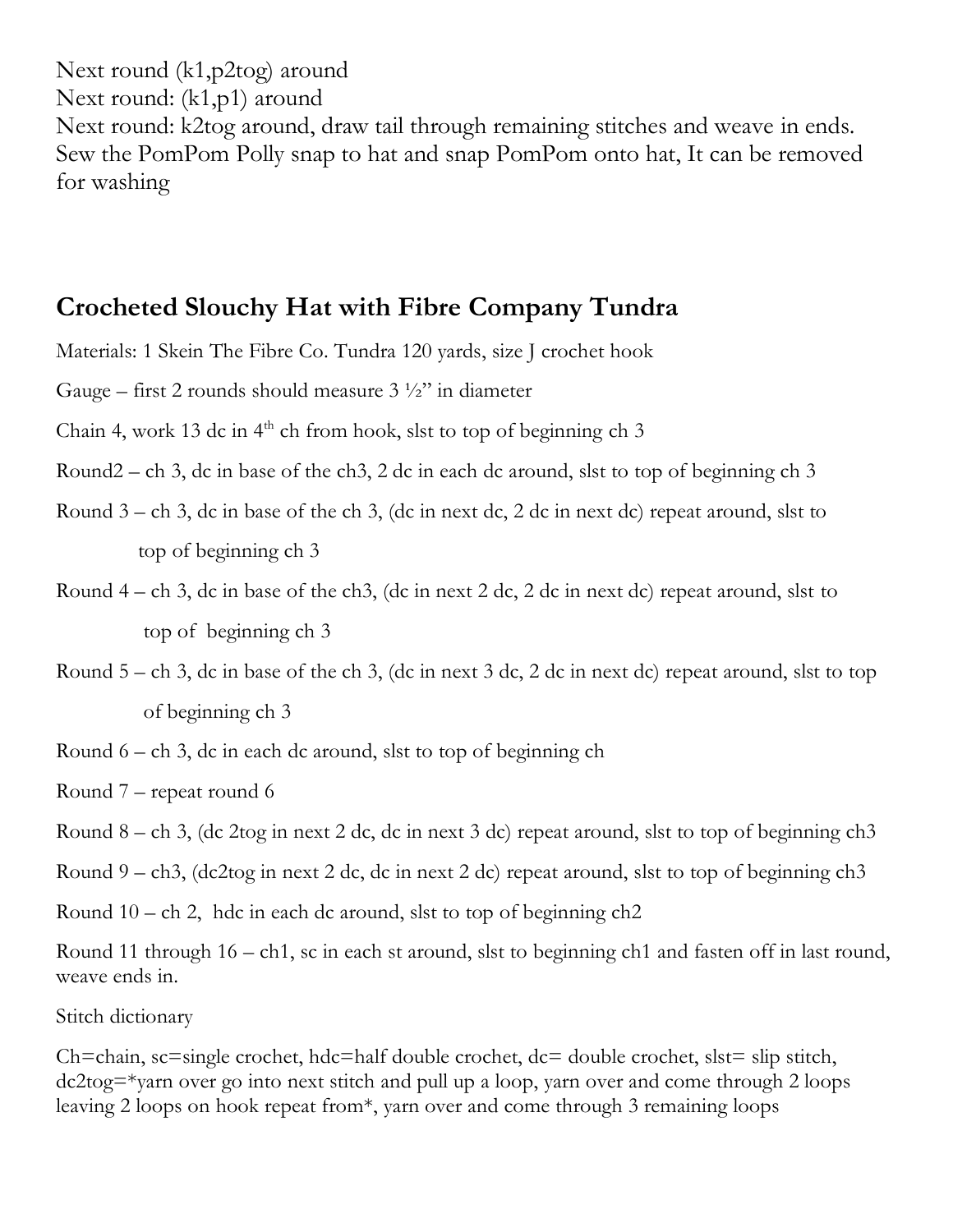Next round (k1,p2tog) around
Next round: (k1,p1) around
Next round: k2tog around, draw tail through remaining stitches and weave in ends.
Sew the PomPom Polly snap to hat and snap PomPom onto hat, It can be removed for washing

## Crocheted Slouchy Hat with Fibre Company Tundra

Materials: 1 Skein The Fibre Co. Tundra 120 yards, size J crochet hook

Gauge – first 2 rounds should measure 3 ½" in diameter

Chain 4, work 13 dc in 4th ch from hook, slst to top of beginning ch 3

Round2 – ch 3, dc in base of the ch3, 2 dc in each dc around, slst to top of beginning ch 3

Round 3 – ch 3, dc in base of the ch 3, (dc in next dc, 2 dc in next dc) repeat around, slst to top of beginning ch 3

Round 4 – ch 3, dc in base of the ch3, (dc in next 2 dc, 2 dc in next dc) repeat around, slst to top of beginning ch 3

Round 5 – ch 3, dc in base of the ch 3, (dc in next 3 dc, 2 dc in next dc) repeat around, slst to top of beginning ch 3

Round 6 – ch 3, dc in each dc around, slst to top of beginning ch

Round 7 – repeat round 6

Round 8 – ch 3, (dc 2tog in next 2 dc, dc in next 3 dc) repeat around, slst to top of beginning ch3

Round 9 – ch3, (dc2tog in next 2 dc, dc in next 2 dc) repeat around, slst to top of beginning ch3

Round 10 – ch 2, hdc in each dc around, slst to top of beginning ch2

Round 11 through 16 – ch1, sc in each st around, slst to beginning ch1 and fasten off in last round, weave ends in.

Stitch dictionary

Ch=chain, sc=single crochet, hdc=half double crochet, dc= double crochet, slst= slip stitch, dc2tog=*yarn over go into next stitch and pull up a loop, yarn over and come through 2 loops leaving 2 loops on hook repeat from*, yarn over and come through 3 remaining loops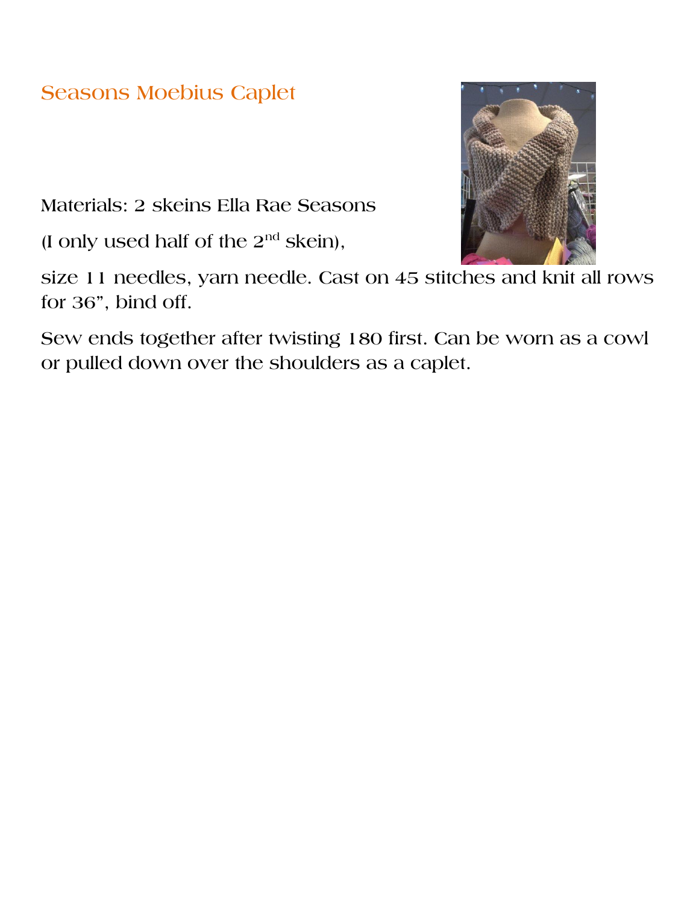# Seasons Moebius Caplet

Materials: 2 skeins Ella Rae Seasons

(I only used half of the 2nd skein),

size 11 needles, yarn needle. Cast on 45 stitches and knit all rows for 36", bind off.

Sew ends together after twisting 180 first. Can be worn as a cowl or pulled down over the shoulders as a caplet.